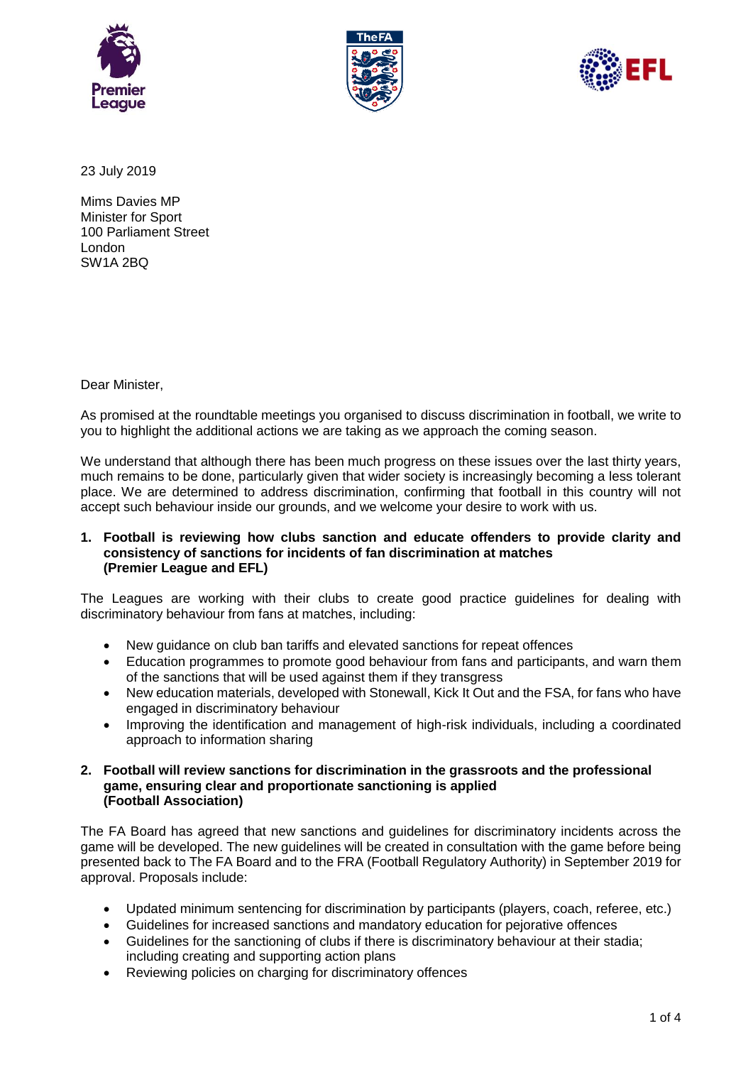23 July 2019

Mims Davies MP
Minister for Sport
100 Parliament Street
London
SW1A 2BQ

Dear Minister,

As promised at the roundtable meetings you organised to discuss discrimination in football, we write to you to highlight the additional actions we are taking as we approach the coming season.

We understand that although there has been much progress on these issues over the last thirty years, much remains to be done, particularly given that wider society is increasingly becoming a less tolerant place. We are determined to address discrimination, confirming that football in this country will not accept such behaviour inside our grounds, and we welcome your desire to work with us.

**1. Football is reviewing how clubs sanction and educate offenders to provide clarity and consistency of sanctions for incidents of fan discrimination at matches (Premier League and EFL)**

The Leagues are working with their clubs to create good practice guidelines for dealing with discriminatory behaviour from fans at matches, including:

- New guidance on club ban tariffs and elevated sanctions for repeat offences
- Education programmes to promote good behaviour from fans and participants, and warn them of the sanctions that will be used against them if they transgress
- New education materials, developed with Stonewall, Kick It Out and the FSA, for fans who have engaged in discriminatory behaviour
- Improving the identification and management of high-risk individuals, including a coordinated approach to information sharing

**2. Football will review sanctions for discrimination in the grassroots and the professional game, ensuring clear and proportionate sanctioning is applied (Football Association)**

The FA Board has agreed that new sanctions and guidelines for discriminatory incidents across the game will be developed. The new guidelines will be created in consultation with the game before being presented back to The FA Board and to the FRA (Football Regulatory Authority) in September 2019 for approval. Proposals include:

- Updated minimum sentencing for discrimination by participants (players, coach, referee, etc.)
- Guidelines for increased sanctions and mandatory education for pejorative offences
- Guidelines for the sanctioning of clubs if there is discriminatory behaviour at their stadia; including creating and supporting action plans
- Reviewing policies on charging for discriminatory offences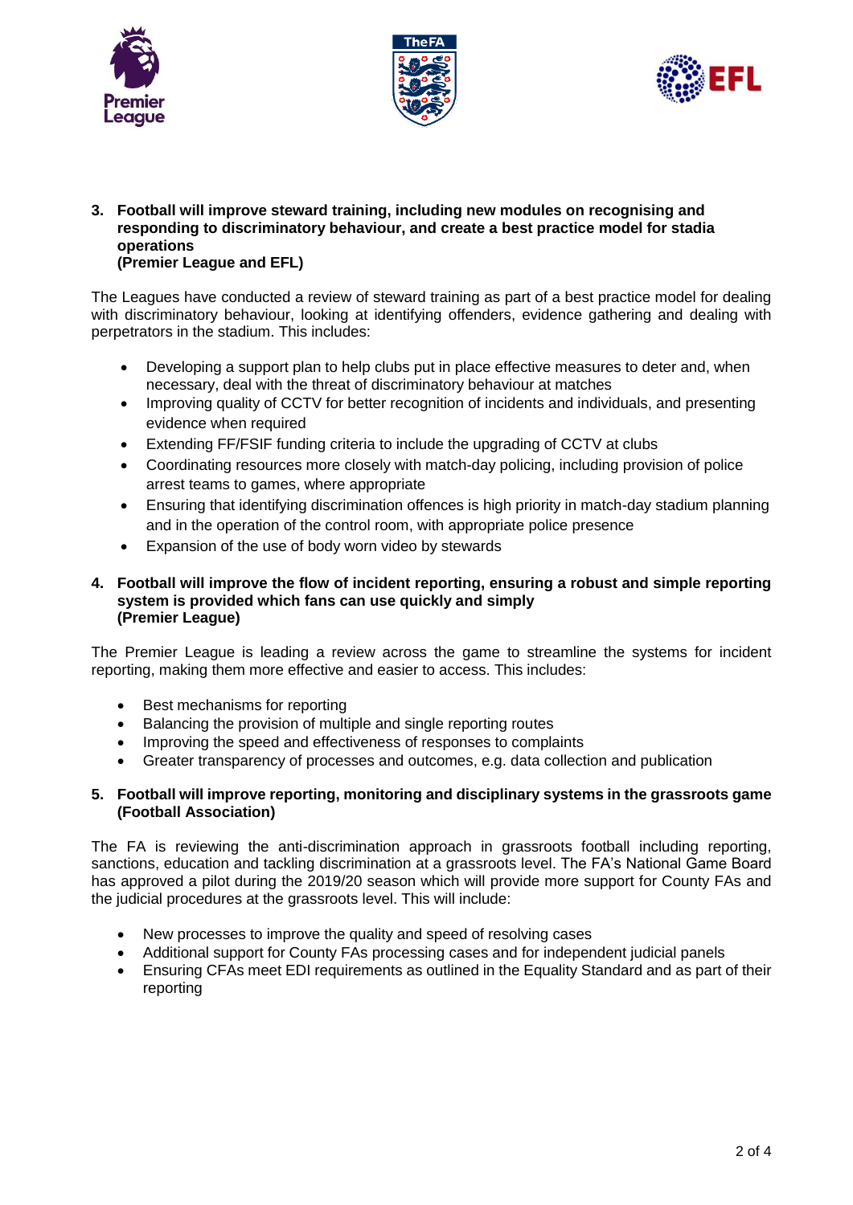### 3. Football will improve steward training, including new modules on recognising and responding to discriminatory behaviour, and create a best practice model for stadia operations
**(Premier League and EFL)**

The Leagues have conducted a review of steward training as part of a best practice model for dealing with discriminatory behaviour, looking at identifying offenders, evidence gathering and dealing with perpetrators in the stadium. This includes:

- Developing a support plan to help clubs put in place effective measures to deter and, when necessary, deal with the threat of discriminatory behaviour at matches
- Improving quality of CCTV for better recognition of incidents and individuals, and presenting evidence when required
- Extending FF/FSIF funding criteria to include the upgrading of CCTV at clubs
- Coordinating resources more closely with match-day policing, including provision of police arrest teams to games, where appropriate
- Ensuring that identifying discrimination offences is high priority in match-day stadium planning and in the operation of the control room, with appropriate police presence
- Expansion of the use of body worn video by stewards

### 4. Football will improve the flow of incident reporting, ensuring a robust and simple reporting system is provided which fans can use quickly and simply
**(Premier League)**

The Premier League is leading a review across the game to streamline the systems for incident reporting, making them more effective and easier to access. This includes:

- Best mechanisms for reporting
- Balancing the provision of multiple and single reporting routes
- Improving the speed and effectiveness of responses to complaints
- Greater transparency of processes and outcomes, e.g. data collection and publication

### 5. Football will improve reporting, monitoring and disciplinary systems in the grassroots game
**(Football Association)**

The FA is reviewing the anti-discrimination approach in grassroots football including reporting, sanctions, education and tackling discrimination at a grassroots level. The FA's National Game Board has approved a pilot during the 2019/20 season which will provide more support for County FAs and the judicial procedures at the grassroots level. This will include:

- New processes to improve the quality and speed of resolving cases
- Additional support for County FAs processing cases and for independent judicial panels
- Ensuring CFAs meet EDI requirements as outlined in the Equality Standard and as part of their reporting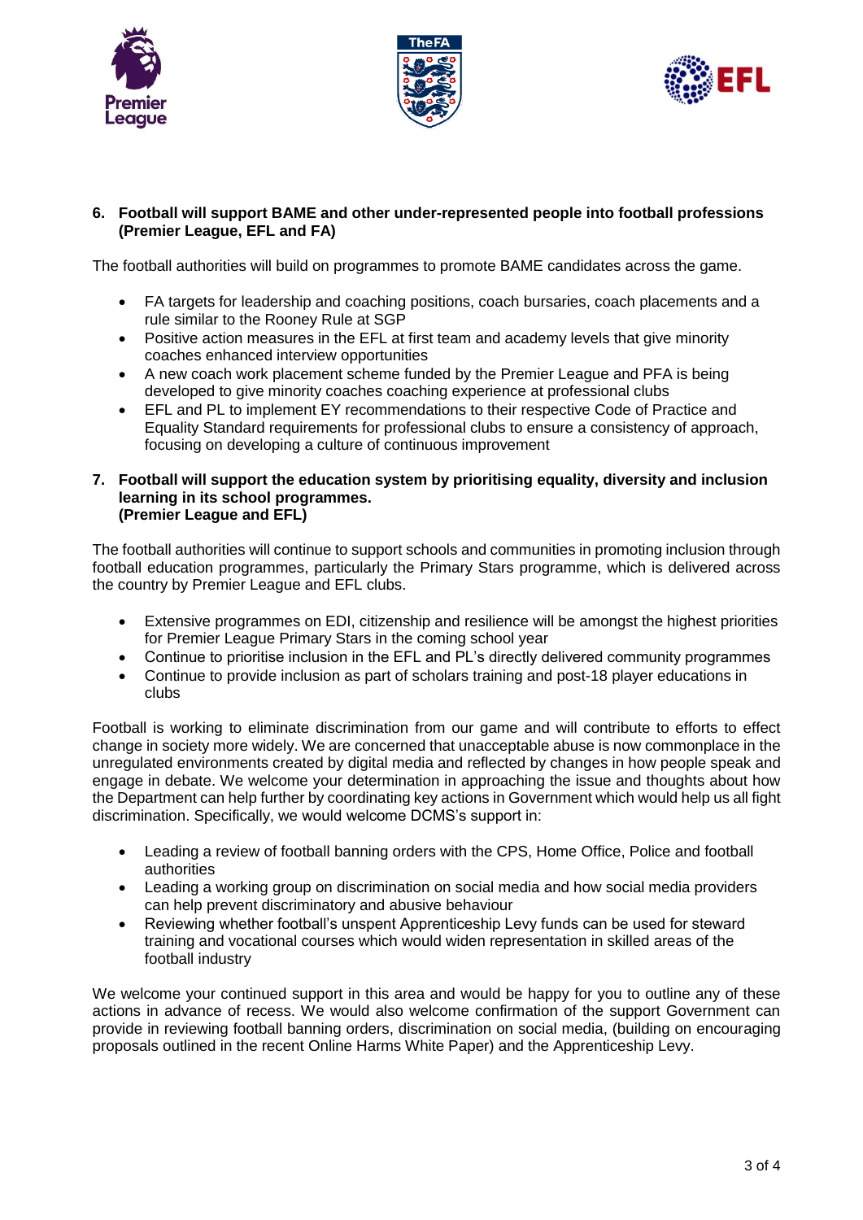**6. Football will support BAME and other under-represented people into football professions (Premier League, EFL and FA)**

The football authorities will build on programmes to promote BAME candidates across the game.

- FA targets for leadership and coaching positions, coach bursaries, coach placements and a rule similar to the Rooney Rule at SGP
- Positive action measures in the EFL at first team and academy levels that give minority coaches enhanced interview opportunities
- A new coach work placement scheme funded by the Premier League and PFA is being developed to give minority coaches coaching experience at professional clubs
- EFL and PL to implement EY recommendations to their respective Code of Practice and Equality Standard requirements for professional clubs to ensure a consistency of approach, focusing on developing a culture of continuous improvement

**7. Football will support the education system by prioritising equality, diversity and inclusion learning in its school programmes. (Premier League and EFL)**

The football authorities will continue to support schools and communities in promoting inclusion through football education programmes, particularly the Primary Stars programme, which is delivered across the country by Premier League and EFL clubs.

- Extensive programmes on EDI, citizenship and resilience will be amongst the highest priorities for Premier League Primary Stars in the coming school year
- Continue to prioritise inclusion in the EFL and PL's directly delivered community programmes
- Continue to provide inclusion as part of scholars training and post-18 player educations in clubs

Football is working to eliminate discrimination from our game and will contribute to efforts to effect change in society more widely. We are concerned that unacceptable abuse is now commonplace in the unregulated environments created by digital media and reflected by changes in how people speak and engage in debate. We welcome your determination in approaching the issue and thoughts about how the Department can help further by coordinating key actions in Government which would help us all fight discrimination. Specifically, we would welcome DCMS's support in:

- Leading a review of football banning orders with the CPS, Home Office, Police and football authorities
- Leading a working group on discrimination on social media and how social media providers can help prevent discriminatory and abusive behaviour
- Reviewing whether football's unspent Apprenticeship Levy funds can be used for steward training and vocational courses which would widen representation in skilled areas of the football industry

We welcome your continued support in this area and would be happy for you to outline any of these actions in advance of recess. We would also welcome confirmation of the support Government can provide in reviewing football banning orders, discrimination on social media, (building on encouraging proposals outlined in the recent Online Harms White Paper) and the Apprenticeship Levy.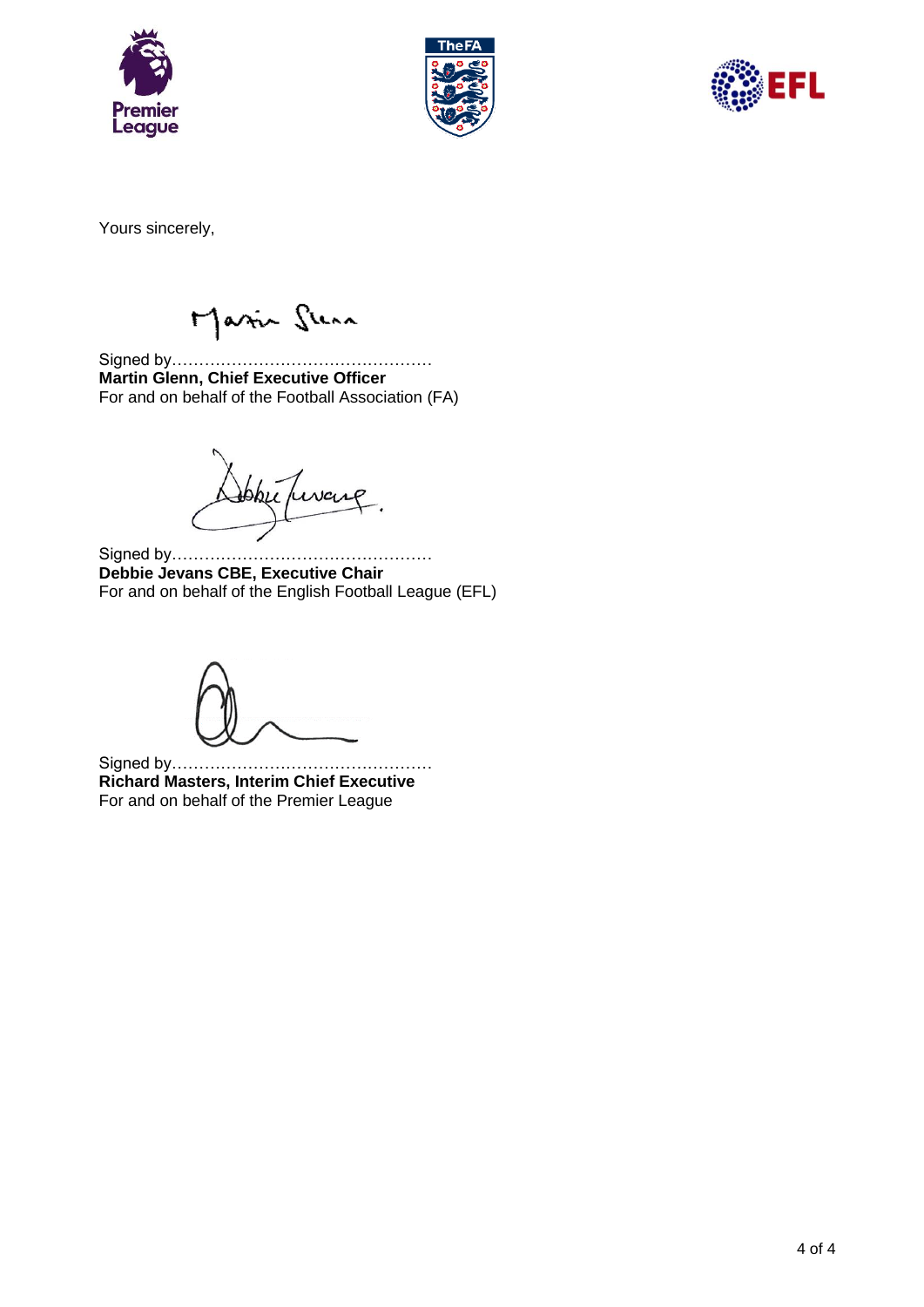Yours sincerely,

Signed by…………………………………………
**Martin Glenn, Chief Executive Officer**
For and on behalf of the Football Association (FA)

Signed by…………………………………………
**Debbie Jevans CBE, Executive Chair**
For and on behalf of the English Football League (EFL)

Signed by…………………………………………
**Richard Masters, Interim Chief Executive**
For and on behalf of the Premier League